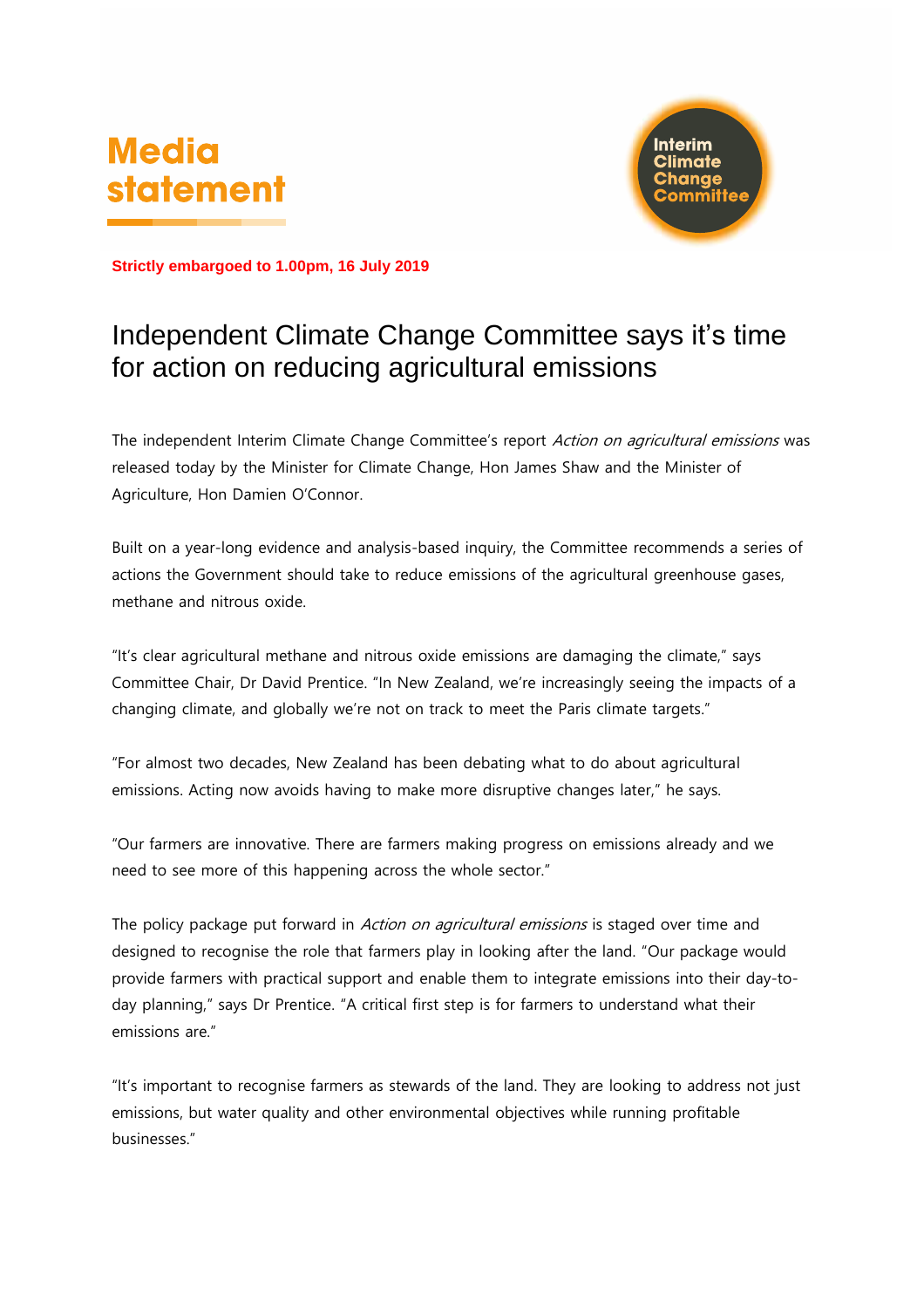# Media statement

Interim Climate Change Committee

**Strictly embargoed to 1.00pm, 16 July 2019**

## Independent Climate Change Committee says it's time for action on reducing agricultural emissions

The independent Interim Climate Change Committee's report *Action on agricultural emissions* was released today by the Minister for Climate Change, Hon James Shaw and the Minister of Agriculture, Hon Damien O'Connor.

Built on a year-long evidence and analysis-based inquiry, the Committee recommends a series of actions the Government should take to reduce emissions of the agricultural greenhouse gases, methane and nitrous oxide.

"It's clear agricultural methane and nitrous oxide emissions are damaging the climate," says Committee Chair, Dr David Prentice. "In New Zealand, we're increasingly seeing the impacts of a changing climate, and globally we're not on track to meet the Paris climate targets."

"For almost two decades, New Zealand has been debating what to do about agricultural emissions. Acting now avoids having to make more disruptive changes later," he says.

"Our farmers are innovative. There are farmers making progress on emissions already and we need to see more of this happening across the whole sector."

The policy package put forward in *Action on agricultural emissions* is staged over time and designed to recognise the role that farmers play in looking after the land. "Our package would provide farmers with practical support and enable them to integrate emissions into their day-to-day planning," says Dr Prentice. "A critical first step is for farmers to understand what their emissions are."

"It's important to recognise farmers as stewards of the land. They are looking to address not just emissions, but water quality and other environmental objectives while running profitable businesses."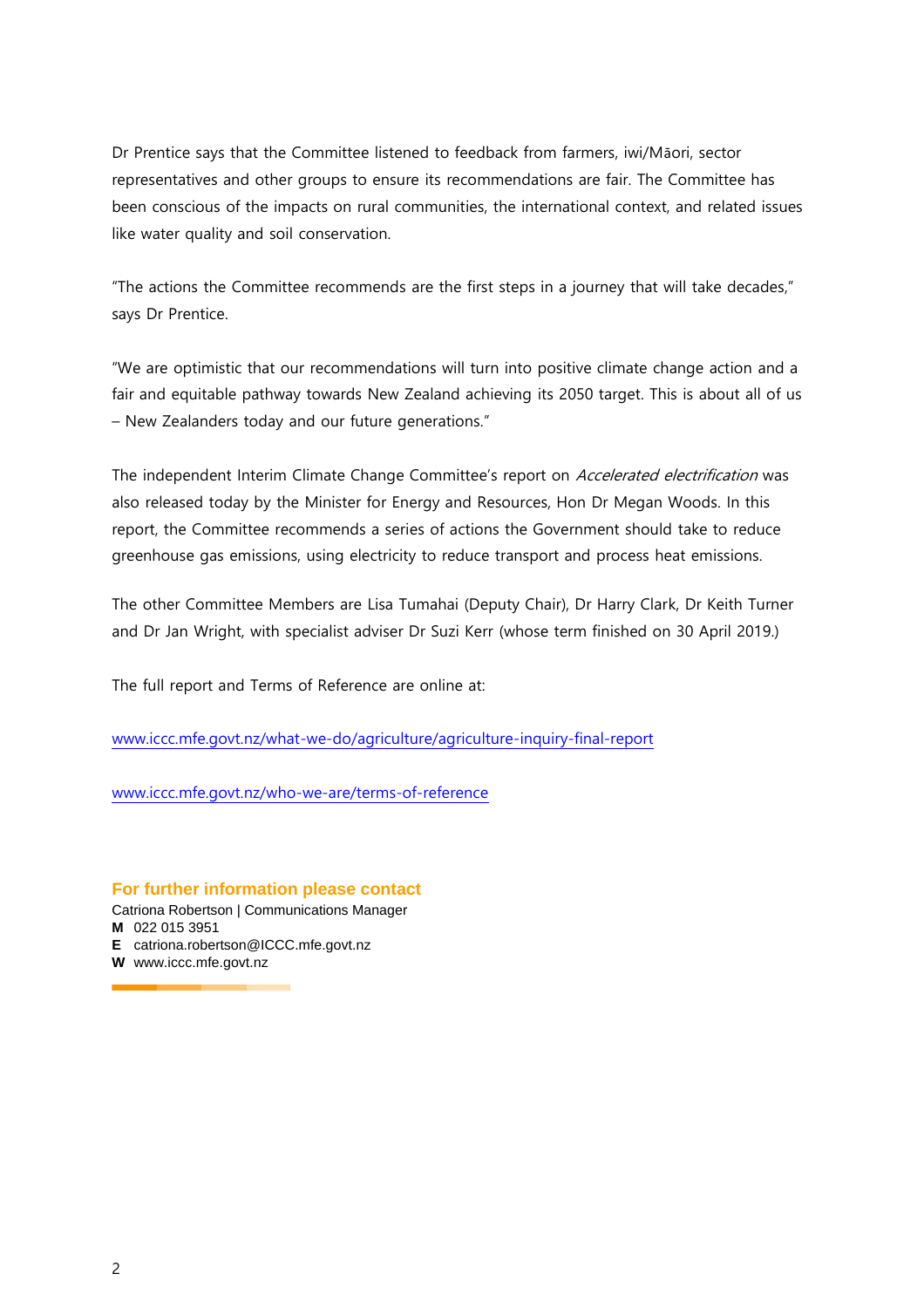Dr Prentice says that the Committee listened to feedback from farmers, iwi/Māori, sector representatives and other groups to ensure its recommendations are fair. The Committee has been conscious of the impacts on rural communities, the international context, and related issues like water quality and soil conservation.

"The actions the Committee recommends are the first steps in a journey that will take decades," says Dr Prentice.

"We are optimistic that our recommendations will turn into positive climate change action and a fair and equitable pathway towards New Zealand achieving its 2050 target. This is about all of us – New Zealanders today and our future generations."

The independent Interim Climate Change Committee's report on *Accelerated electrification* was also released today by the Minister for Energy and Resources, Hon Dr Megan Woods. In this report, the Committee recommends a series of actions the Government should take to reduce greenhouse gas emissions, using electricity to reduce transport and process heat emissions.

The other Committee Members are Lisa Tumahai (Deputy Chair), Dr Harry Clark, Dr Keith Turner and Dr Jan Wright, with specialist adviser Dr Suzi Kerr (whose term finished on 30 April 2019.)

The full report and Terms of Reference are online at:

www.iccc.mfe.govt.nz/what-we-do/agriculture/agriculture-inquiry-final-report

www.iccc.mfe.govt.nz/who-we-are/terms-of-reference

**For further information please contact**

Catriona Robertson | Communications Manager
**M** 022 015 3951
**E** catriona.robertson@ICCC.mfe.govt.nz
**W** www.iccc.mfe.govt.nz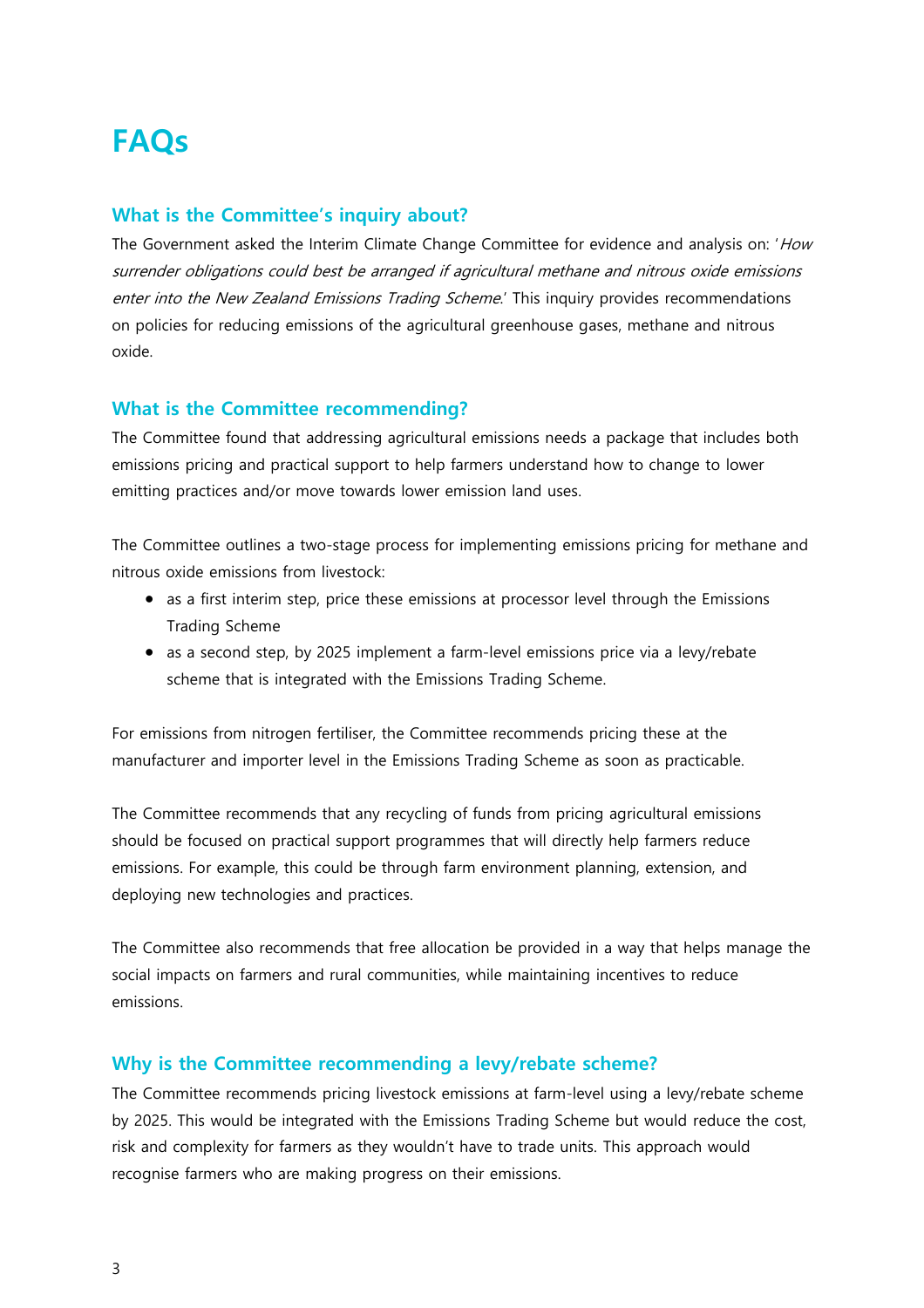# FAQs

## What is the Committee's inquiry about?

The Government asked the Interim Climate Change Committee for evidence and analysis on: '*How surrender obligations could best be arranged if agricultural methane and nitrous oxide emissions enter into the New Zealand Emissions Trading Scheme*.' This inquiry provides recommendations on policies for reducing emissions of the agricultural greenhouse gases, methane and nitrous oxide.

## What is the Committee recommending?

The Committee found that addressing agricultural emissions needs a package that includes both emissions pricing and practical support to help farmers understand how to change to lower emitting practices and/or move towards lower emission land uses.

The Committee outlines a two-stage process for implementing emissions pricing for methane and nitrous oxide emissions from livestock:

- as a first interim step, price these emissions at processor level through the Emissions Trading Scheme
- as a second step, by 2025 implement a farm-level emissions price via a levy/rebate scheme that is integrated with the Emissions Trading Scheme.

For emissions from nitrogen fertiliser, the Committee recommends pricing these at the manufacturer and importer level in the Emissions Trading Scheme as soon as practicable.

The Committee recommends that any recycling of funds from pricing agricultural emissions should be focused on practical support programmes that will directly help farmers reduce emissions. For example, this could be through farm environment planning, extension, and deploying new technologies and practices.

The Committee also recommends that free allocation be provided in a way that helps manage the social impacts on farmers and rural communities, while maintaining incentives to reduce emissions.

## Why is the Committee recommending a levy/rebate scheme?

The Committee recommends pricing livestock emissions at farm-level using a levy/rebate scheme by 2025. This would be integrated with the Emissions Trading Scheme but would reduce the cost, risk and complexity for farmers as they wouldn't have to trade units. This approach would recognise farmers who are making progress on their emissions.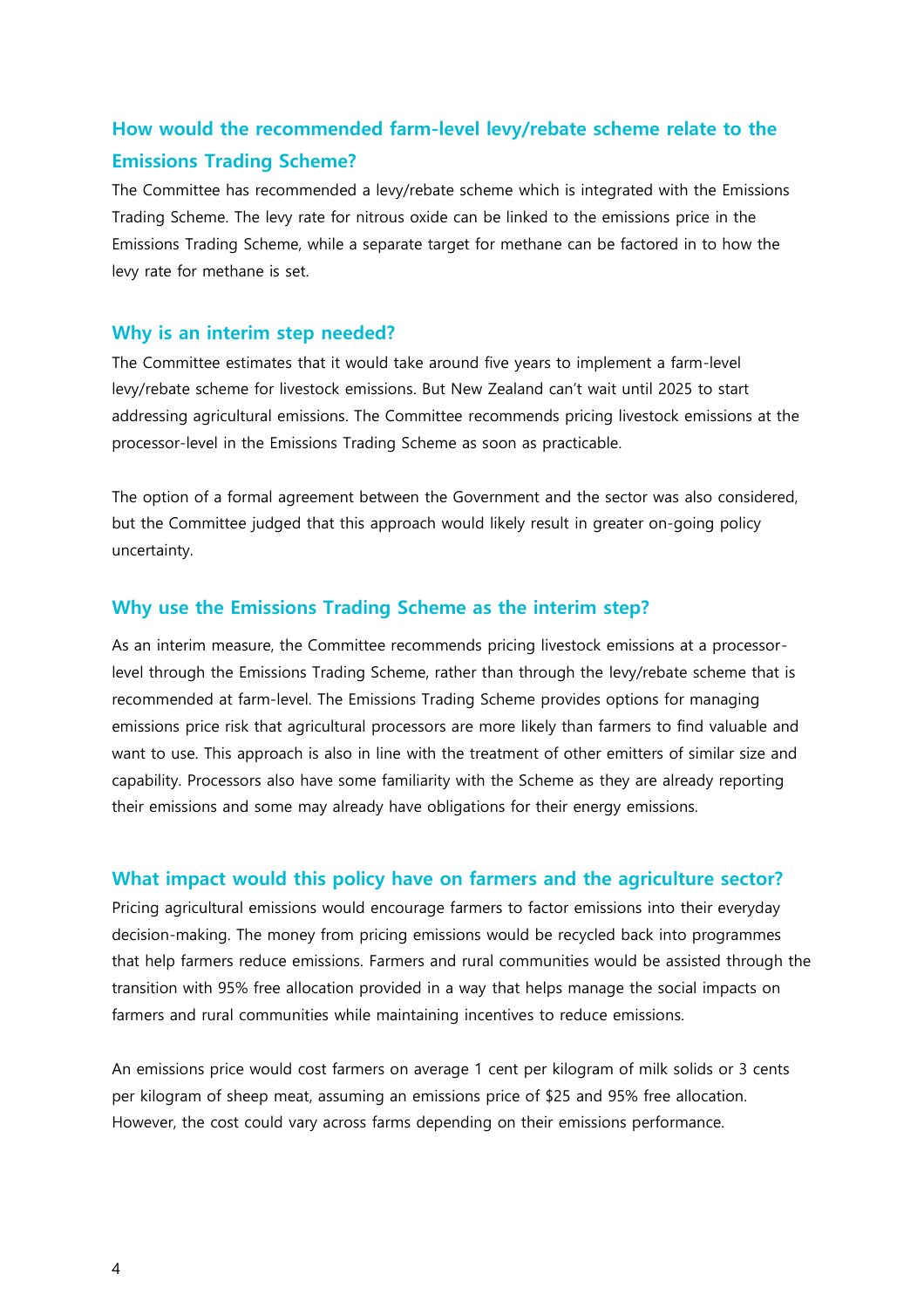## How would the recommended farm-level levy/rebate scheme relate to the Emissions Trading Scheme?

The Committee has recommended a levy/rebate scheme which is integrated with the Emissions Trading Scheme. The levy rate for nitrous oxide can be linked to the emissions price in the Emissions Trading Scheme, while a separate target for methane can be factored in to how the levy rate for methane is set.

## Why is an interim step needed?

The Committee estimates that it would take around five years to implement a farm-level levy/rebate scheme for livestock emissions. But New Zealand can't wait until 2025 to start addressing agricultural emissions. The Committee recommends pricing livestock emissions at the processor-level in the Emissions Trading Scheme as soon as practicable.

The option of a formal agreement between the Government and the sector was also considered, but the Committee judged that this approach would likely result in greater on-going policy uncertainty.

## Why use the Emissions Trading Scheme as the interim step?

As an interim measure, the Committee recommends pricing livestock emissions at a processor-level through the Emissions Trading Scheme, rather than through the levy/rebate scheme that is recommended at farm-level. The Emissions Trading Scheme provides options for managing emissions price risk that agricultural processors are more likely than farmers to find valuable and want to use. This approach is also in line with the treatment of other emitters of similar size and capability. Processors also have some familiarity with the Scheme as they are already reporting their emissions and some may already have obligations for their energy emissions.

## What impact would this policy have on farmers and the agriculture sector?

Pricing agricultural emissions would encourage farmers to factor emissions into their everyday decision-making. The money from pricing emissions would be recycled back into programmes that help farmers reduce emissions. Farmers and rural communities would be assisted through the transition with 95% free allocation provided in a way that helps manage the social impacts on farmers and rural communities while maintaining incentives to reduce emissions.

An emissions price would cost farmers on average 1 cent per kilogram of milk solids or 3 cents per kilogram of sheep meat, assuming an emissions price of $25 and 95% free allocation. However, the cost could vary across farms depending on their emissions performance.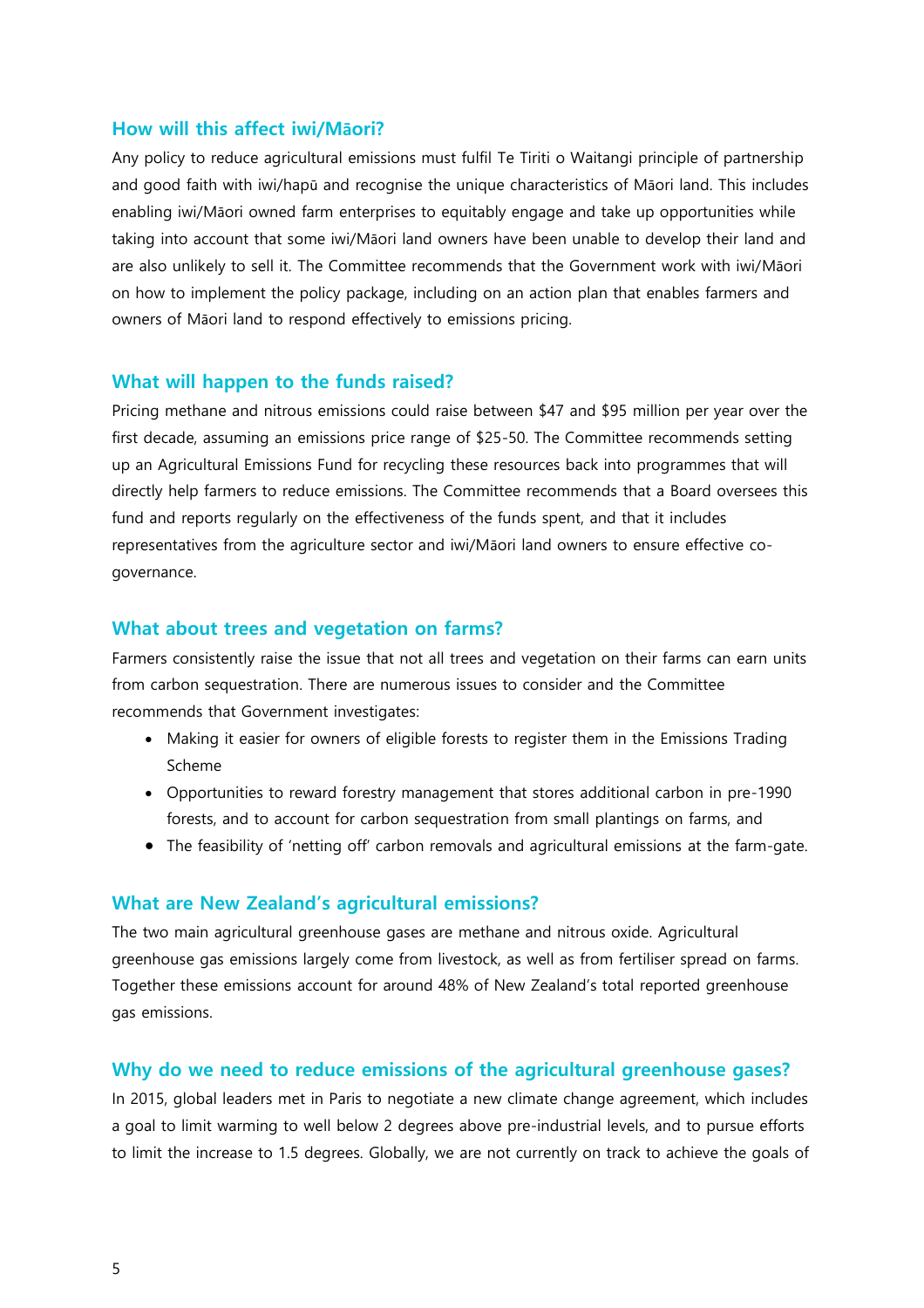## How will this affect iwi/Māori?

Any policy to reduce agricultural emissions must fulfil Te Tiriti o Waitangi principle of partnership and good faith with iwi/hapū and recognise the unique characteristics of Māori land. This includes enabling iwi/Māori owned farm enterprises to equitably engage and take up opportunities while taking into account that some iwi/Māori land owners have been unable to develop their land and are also unlikely to sell it. The Committee recommends that the Government work with iwi/Māori on how to implement the policy package, including on an action plan that enables farmers and owners of Māori land to respond effectively to emissions pricing.

## What will happen to the funds raised?

Pricing methane and nitrous emissions could raise between $47 and $95 million per year over the first decade, assuming an emissions price range of $25-50. The Committee recommends setting up an Agricultural Emissions Fund for recycling these resources back into programmes that will directly help farmers to reduce emissions. The Committee recommends that a Board oversees this fund and reports regularly on the effectiveness of the funds spent, and that it includes representatives from the agriculture sector and iwi/Māori land owners to ensure effective co-governance.

## What about trees and vegetation on farms?

Farmers consistently raise the issue that not all trees and vegetation on their farms can earn units from carbon sequestration. There are numerous issues to consider and the Committee recommends that Government investigates:

- Making it easier for owners of eligible forests to register them in the Emissions Trading Scheme
- Opportunities to reward forestry management that stores additional carbon in pre-1990 forests, and to account for carbon sequestration from small plantings on farms, and
- The feasibility of 'netting off' carbon removals and agricultural emissions at the farm-gate.

## What are New Zealand's agricultural emissions?

The two main agricultural greenhouse gases are methane and nitrous oxide. Agricultural greenhouse gas emissions largely come from livestock, as well as from fertiliser spread on farms. Together these emissions account for around 48% of New Zealand's total reported greenhouse gas emissions.

## Why do we need to reduce emissions of the agricultural greenhouse gases?

In 2015, global leaders met in Paris to negotiate a new climate change agreement, which includes a goal to limit warming to well below 2 degrees above pre-industrial levels, and to pursue efforts to limit the increase to 1.5 degrees. Globally, we are not currently on track to achieve the goals of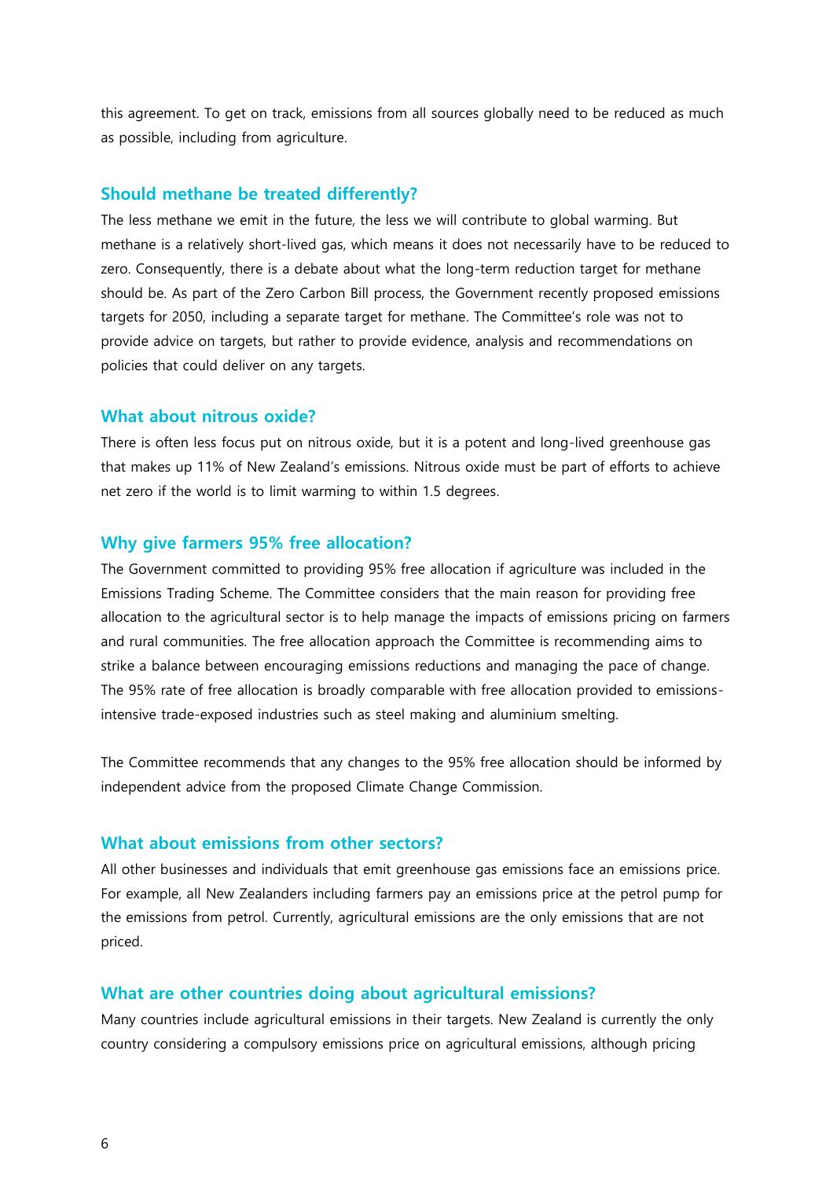this agreement. To get on track, emissions from all sources globally need to be reduced as much as possible, including from agriculture.

## Should methane be treated differently?

The less methane we emit in the future, the less we will contribute to global warming. But methane is a relatively short-lived gas, which means it does not necessarily have to be reduced to zero. Consequently, there is a debate about what the long-term reduction target for methane should be. As part of the Zero Carbon Bill process, the Government recently proposed emissions targets for 2050, including a separate target for methane. The Committee's role was not to provide advice on targets, but rather to provide evidence, analysis and recommendations on policies that could deliver on any targets.

## What about nitrous oxide?

There is often less focus put on nitrous oxide, but it is a potent and long-lived greenhouse gas that makes up 11% of New Zealand's emissions. Nitrous oxide must be part of efforts to achieve net zero if the world is to limit warming to within 1.5 degrees.

## Why give farmers 95% free allocation?

The Government committed to providing 95% free allocation if agriculture was included in the Emissions Trading Scheme. The Committee considers that the main reason for providing free allocation to the agricultural sector is to help manage the impacts of emissions pricing on farmers and rural communities. The free allocation approach the Committee is recommending aims to strike a balance between encouraging emissions reductions and managing the pace of change. The 95% rate of free allocation is broadly comparable with free allocation provided to emissions-intensive trade-exposed industries such as steel making and aluminium smelting.

The Committee recommends that any changes to the 95% free allocation should be informed by independent advice from the proposed Climate Change Commission.

## What about emissions from other sectors?

All other businesses and individuals that emit greenhouse gas emissions face an emissions price. For example, all New Zealanders including farmers pay an emissions price at the petrol pump for the emissions from petrol. Currently, agricultural emissions are the only emissions that are not priced.

## What are other countries doing about agricultural emissions?

Many countries include agricultural emissions in their targets. New Zealand is currently the only country considering a compulsory emissions price on agricultural emissions, although pricing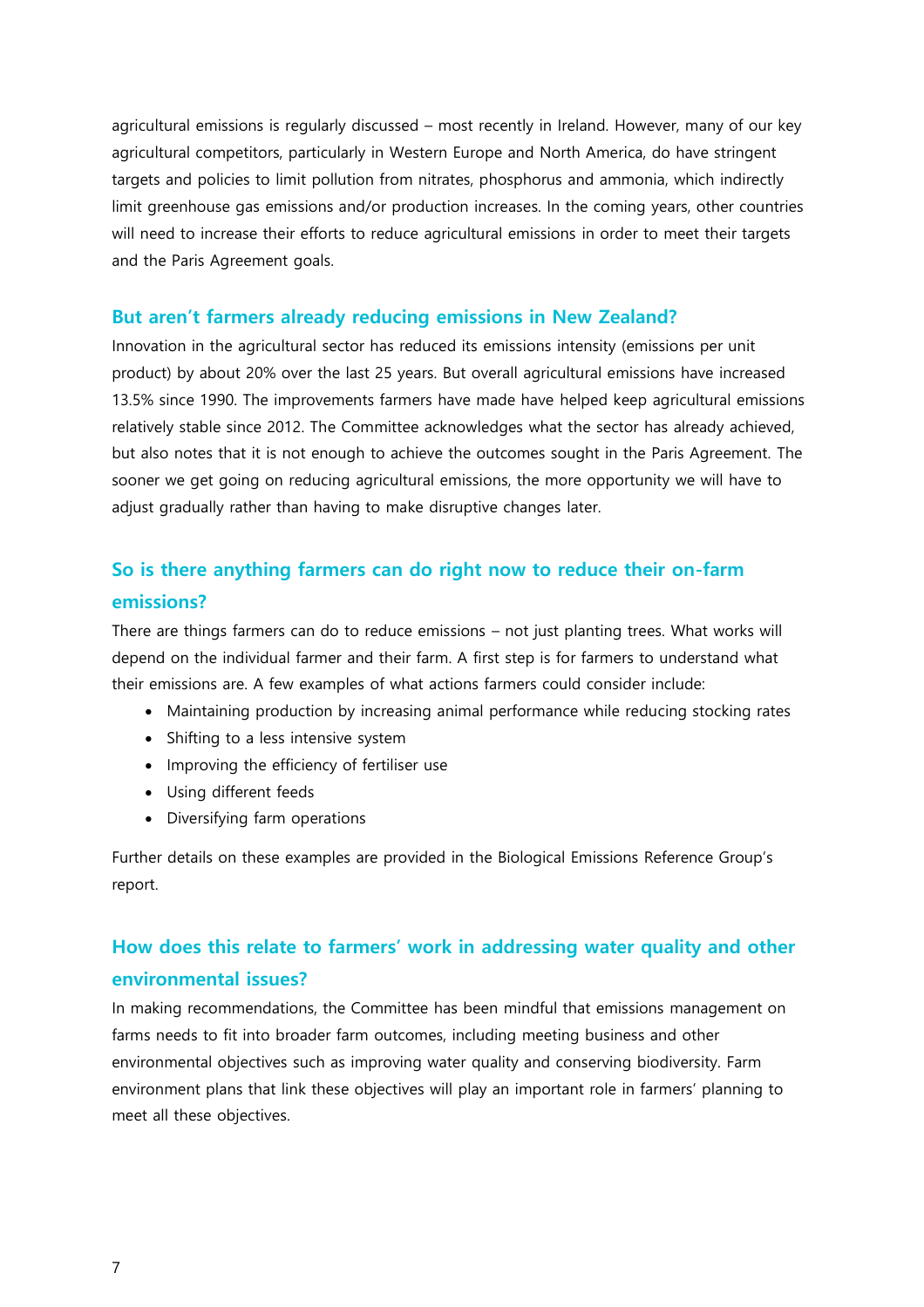agricultural emissions is regularly discussed – most recently in Ireland. However, many of our key agricultural competitors, particularly in Western Europe and North America, do have stringent targets and policies to limit pollution from nitrates, phosphorus and ammonia, which indirectly limit greenhouse gas emissions and/or production increases. In the coming years, other countries will need to increase their efforts to reduce agricultural emissions in order to meet their targets and the Paris Agreement goals.

## But aren't farmers already reducing emissions in New Zealand?

Innovation in the agricultural sector has reduced its emissions intensity (emissions per unit product) by about 20% over the last 25 years. But overall agricultural emissions have increased 13.5% since 1990. The improvements farmers have made have helped keep agricultural emissions relatively stable since 2012. The Committee acknowledges what the sector has already achieved, but also notes that it is not enough to achieve the outcomes sought in the Paris Agreement. The sooner we get going on reducing agricultural emissions, the more opportunity we will have to adjust gradually rather than having to make disruptive changes later.

## So is there anything farmers can do right now to reduce their on-farm emissions?

There are things farmers can do to reduce emissions – not just planting trees. What works will depend on the individual farmer and their farm. A first step is for farmers to understand what their emissions are. A few examples of what actions farmers could consider include:

- Maintaining production by increasing animal performance while reducing stocking rates
- Shifting to a less intensive system
- Improving the efficiency of fertiliser use
- Using different feeds
- Diversifying farm operations

Further details on these examples are provided in the Biological Emissions Reference Group's report.

## How does this relate to farmers' work in addressing water quality and other environmental issues?

In making recommendations, the Committee has been mindful that emissions management on farms needs to fit into broader farm outcomes, including meeting business and other environmental objectives such as improving water quality and conserving biodiversity. Farm environment plans that link these objectives will play an important role in farmers' planning to meet all these objectives.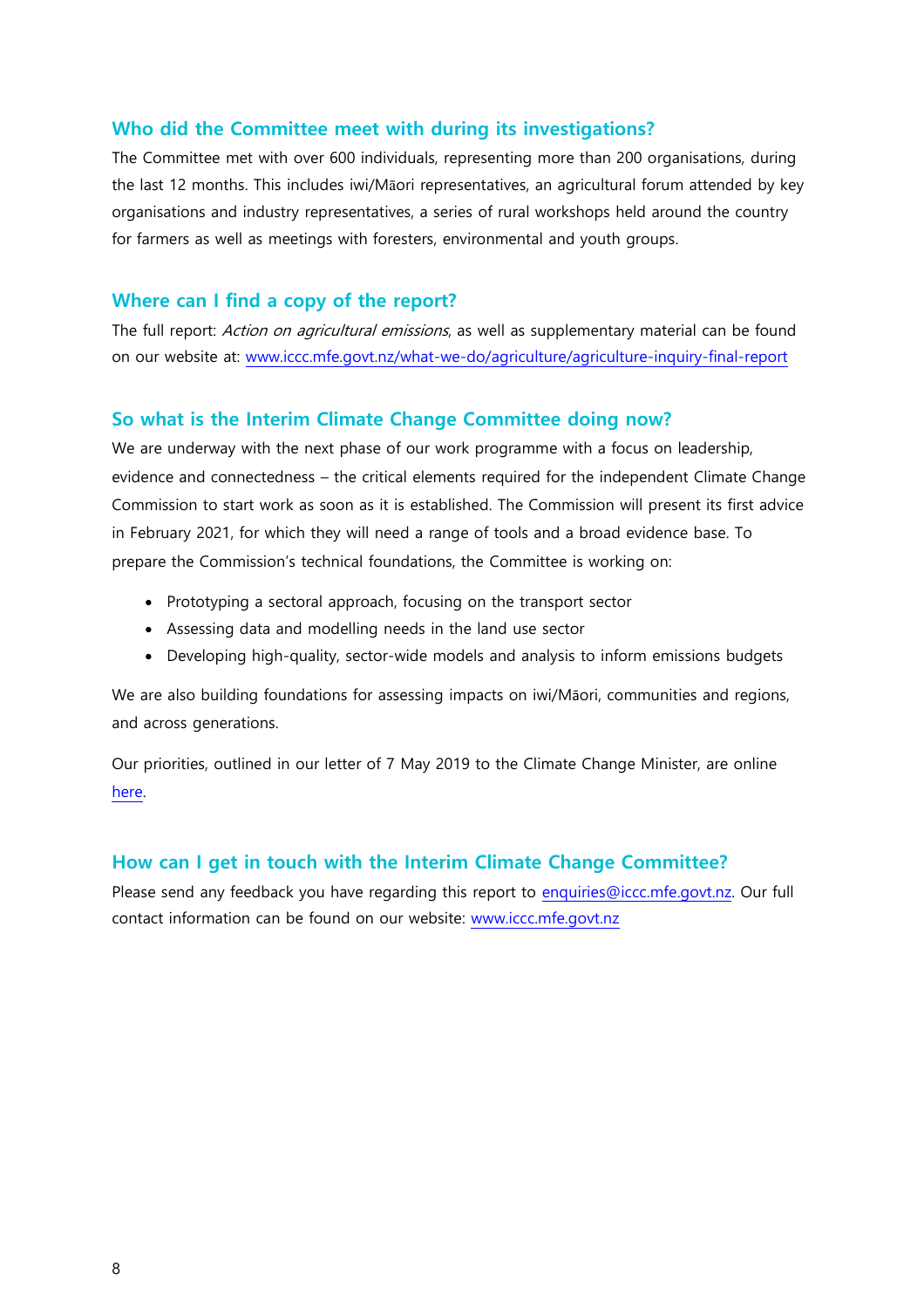## Who did the Committee meet with during its investigations?

The Committee met with over 600 individuals, representing more than 200 organisations, during the last 12 months. This includes iwi/Māori representatives, an agricultural forum attended by key organisations and industry representatives, a series of rural workshops held around the country for farmers as well as meetings with foresters, environmental and youth groups.

## Where can I find a copy of the report?

The full report: *Action on agricultural emissions*, as well as supplementary material can be found on our website at: [www.iccc.mfe.govt.nz/what-we-do/agriculture/agriculture-inquiry-final-report](www.iccc.mfe.govt.nz/what-we-do/agriculture/agriculture-inquiry-final-report)

## So what is the Interim Climate Change Committee doing now?

We are underway with the next phase of our work programme with a focus on leadership, evidence and connectedness – the critical elements required for the independent Climate Change Commission to start work as soon as it is established. The Commission will present its first advice in February 2021, for which they will need a range of tools and a broad evidence base. To prepare the Commission's technical foundations, the Committee is working on:

- Prototyping a sectoral approach, focusing on the transport sector
- Assessing data and modelling needs in the land use sector
- Developing high-quality, sector-wide models and analysis to inform emissions budgets

We are also building foundations for assessing impacts on iwi/Māori, communities and regions, and across generations.

Our priorities, outlined in our letter of 7 May 2019 to the Climate Change Minister, are online here.

## How can I get in touch with the Interim Climate Change Committee?

Please send any feedback you have regarding this report to [enquiries@iccc.mfe.govt.nz](mailto:enquiries@iccc.mfe.govt.nz). Our full contact information can be found on our website: [www.iccc.mfe.govt.nz](www.iccc.mfe.govt.nz)